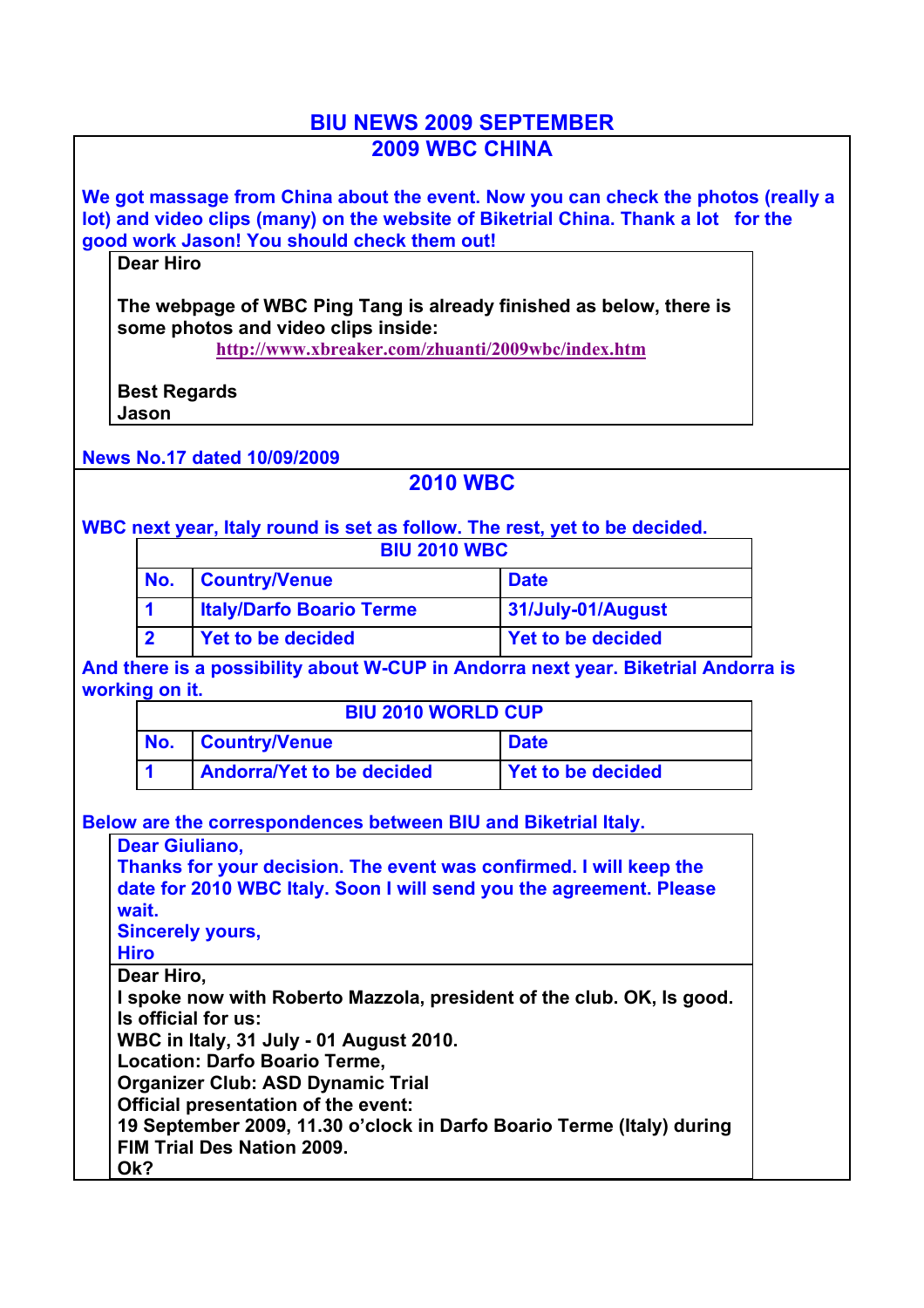# BIU NEWS 2009 SEPTEMBER

## 2009 WBC CHINA

**We got massage from China about the event. Now you can check the photos (really a lot) and video clips (many) on the website of Biketrial China. Thank a lot for the good work Jason! You should check them out!**

> **Dear Hiro**
>
> **The webpage of WBC Ping Tang is already finished as below, there is some photos and video clips inside:**
>
> http://www.xbreaker.com/zhuanti/2009wbc/index.htm
>
> **Best Regards**
> **Jason**

**News No.17 dated 10/09/2009**

## 2010 WBC

**WBC next year, Italy round is set as follow. The rest, yet to be decided.**

| BIU 2010 WBC | | |
|---|---|---|
| **No.** | **Country/Venue** | **Date** |
| **1** | **Italy/Darfo Boario Terme** | **31/July-01/August** |
| **2** | **Yet to be decided** | **Yet to be decided** |

**And there is a possibility about W-CUP in Andorra next year. Biketrial Andorra is working on it.**

| BIU 2010 WORLD CUP | | |
|---|---|---|
| **No.** | **Country/Venue** | **Date** |
| **1** | **Andorra/Yet to be decided** | **Yet to be decided** |

**Below are the correspondences between BIU and Biketrial Italy.**

> **Dear Giuliano,**
> **Thanks for your decision. The event was confirmed. I will keep the date for 2010 WBC Italy. Soon I will send you the agreement. Please wait.**
> **Sincerely yours,**
> **Hiro**

> **Dear Hiro,**
> **I spoke now with Roberto Mazzola, president of the club. OK, Is good. Is official for us:**
> **WBC in Italy, 31 July - 01 August 2010.**
> **Location: Darfo Boario Terme,**
> **Organizer Club: ASD Dynamic Trial**
> **Official presentation of the event:**
> **19 September 2009, 11.30 o'clock in Darfo Boario Terme (Italy) during FIM Trial Des Nation 2009.**
> **Ok?**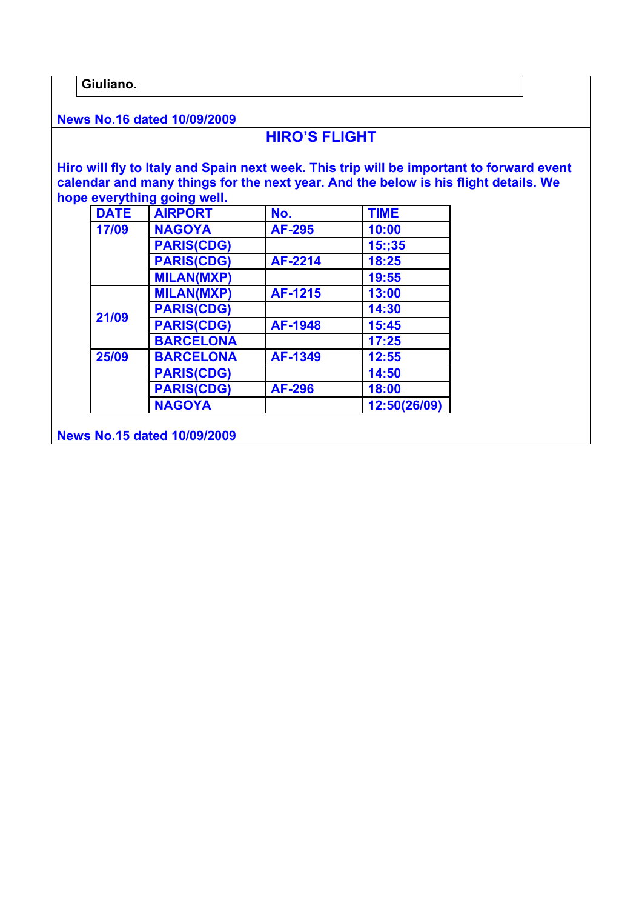**Giuliano.**

**News No.16 dated 10/09/2009**

## HIRO'S FLIGHT

**Hiro will fly to Italy and Spain next week. This trip will be important to forward event calendar and many things for the next year. And the below is his flight details. We hope everything going well.**

| DATE | AIRPORT | No. | TIME |
|---|---|---|---|
| 17/09 | NAGOYA | AF-295 | 10:00 |
| | PARIS(CDG) | | 15:;35 |
| | PARIS(CDG) | AF-2214 | 18:25 |
| | MILAN(MXP) | | 19:55 |
| 21/09 | MILAN(MXP) | AF-1215 | 13:00 |
| | PARIS(CDG) | | 14:30 |
| | PARIS(CDG) | AF-1948 | 15:45 |
| | BARCELONA | | 17:25 |
| 25/09 | BARCELONA | AF-1349 | 12:55 |
| | PARIS(CDG) | | 14:50 |
| | PARIS(CDG) | AF-296 | 18:00 |
| | NAGOYA | | 12:50(26/09) |

**News No.15 dated 10/09/2009**